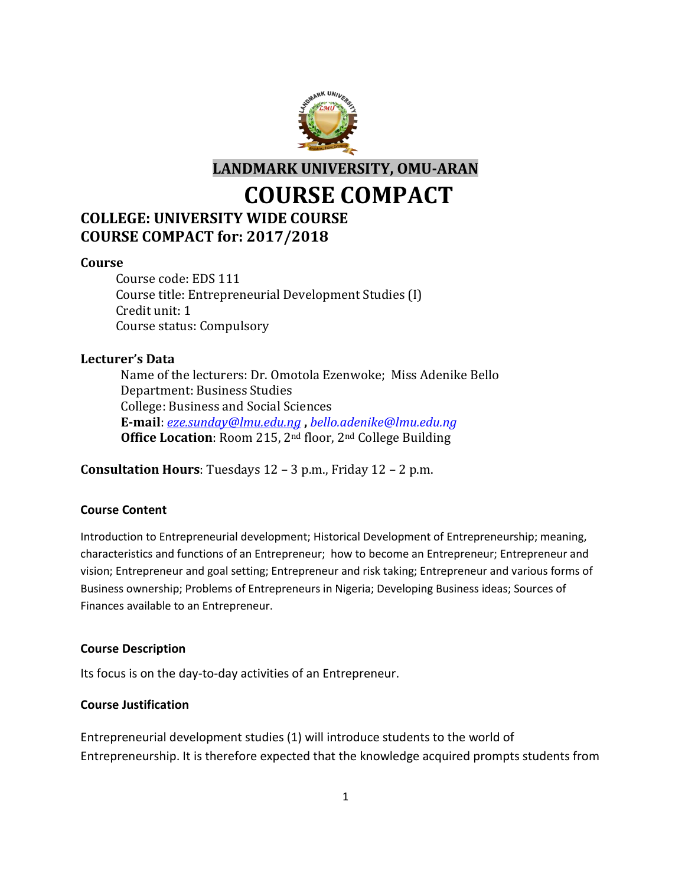# LANDMARK UNIVERSITY, OMU-ARAN

# COURSE COMPACT

## COLLEGE: UNIVERSITY WIDE COURSE
## COURSE COMPACT for: 2017/2018

**Course**

Course code: EDS 111
Course title: Entrepreneurial Development Studies (I)
Credit unit: 1
Course status: Compulsory

**Lecturer's Data**

Name of the lecturers: Dr. Omotola Ezenwoke; Miss Adenike Bello
Department: Business Studies
College: Business and Social Sciences
**E-mail**: *eze.sunday@lmu.edu.ng* , *bello.adenike@lmu.edu.ng*
**Office Location**: Room 215, 2nd floor, 2nd College Building

**Consultation Hours**: Tuesdays 12 – 3 p.m., Friday 12 – 2 p.m.

**Course Content**

Introduction to Entrepreneurial development; Historical Development of Entrepreneurship; meaning, characteristics and functions of an Entrepreneur; how to become an Entrepreneur; Entrepreneur and vision; Entrepreneur and goal setting; Entrepreneur and risk taking; Entrepreneur and various forms of Business ownership; Problems of Entrepreneurs in Nigeria; Developing Business ideas; Sources of Finances available to an Entrepreneur.

**Course Description**

Its focus is on the day-to-day activities of an Entrepreneur.

**Course Justification**

Entrepreneurial development studies (1) will introduce students to the world of Entrepreneurship. It is therefore expected that the knowledge acquired prompts students from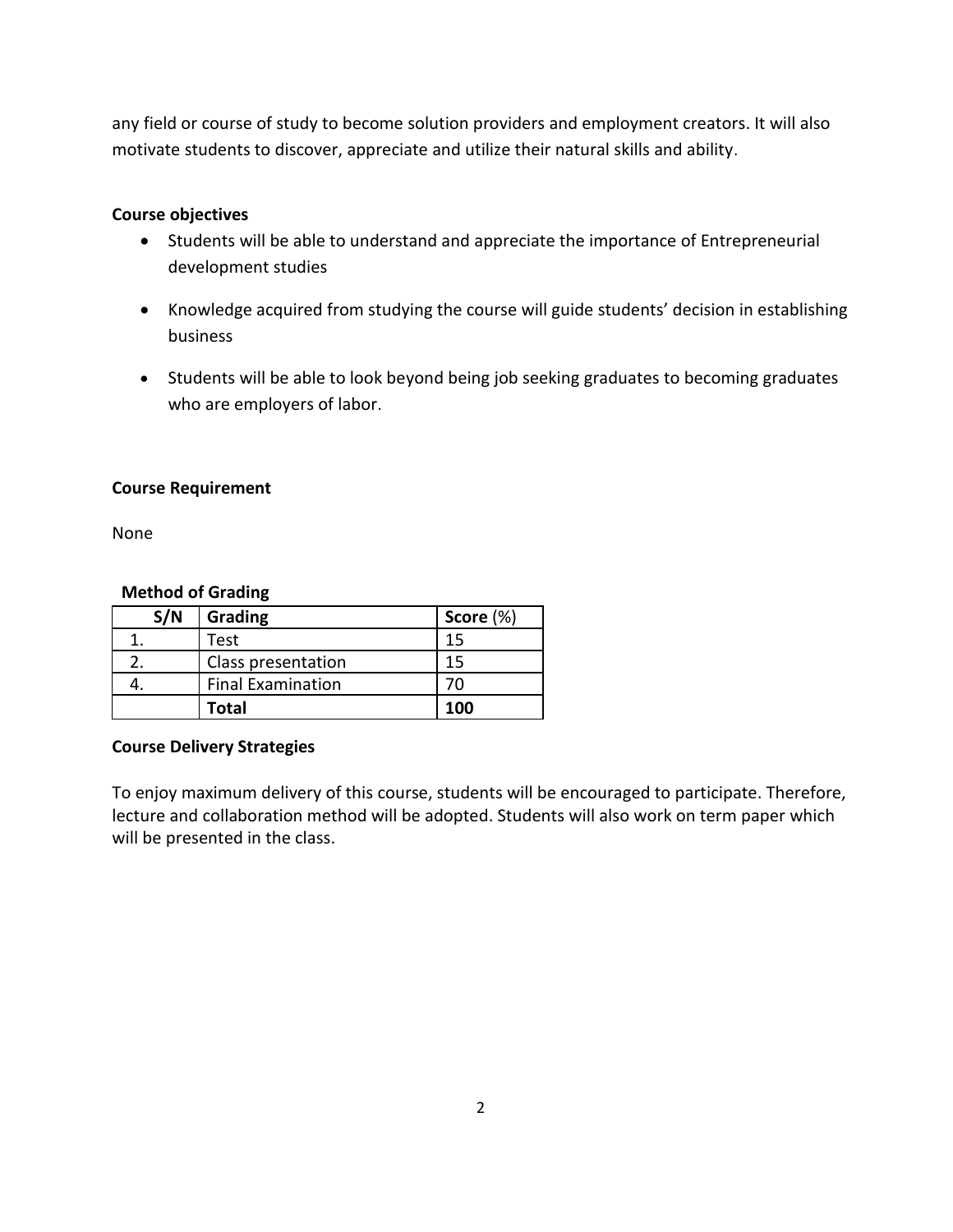any field or course of study to become solution providers and employment creators. It will also motivate students to discover, appreciate and utilize their natural skills and ability.

**Course objectives**

- Students will be able to understand and appreciate the importance of Entrepreneurial development studies
- Knowledge acquired from studying the course will guide students' decision in establishing business
- Students will be able to look beyond being job seeking graduates to becoming graduates who are employers of labor.

**Course Requirement**

None

**Method of Grading**

| S/N | Grading | Score (%) |
|---|---|---|
| 1. | Test | 15 |
| 2. | Class presentation | 15 |
| 4. | Final Examination | 70 |
| | **Total** | **100** |

**Course Delivery Strategies**

To enjoy maximum delivery of this course, students will be encouraged to participate. Therefore, lecture and collaboration method will be adopted. Students will also work on term paper which will be presented in the class.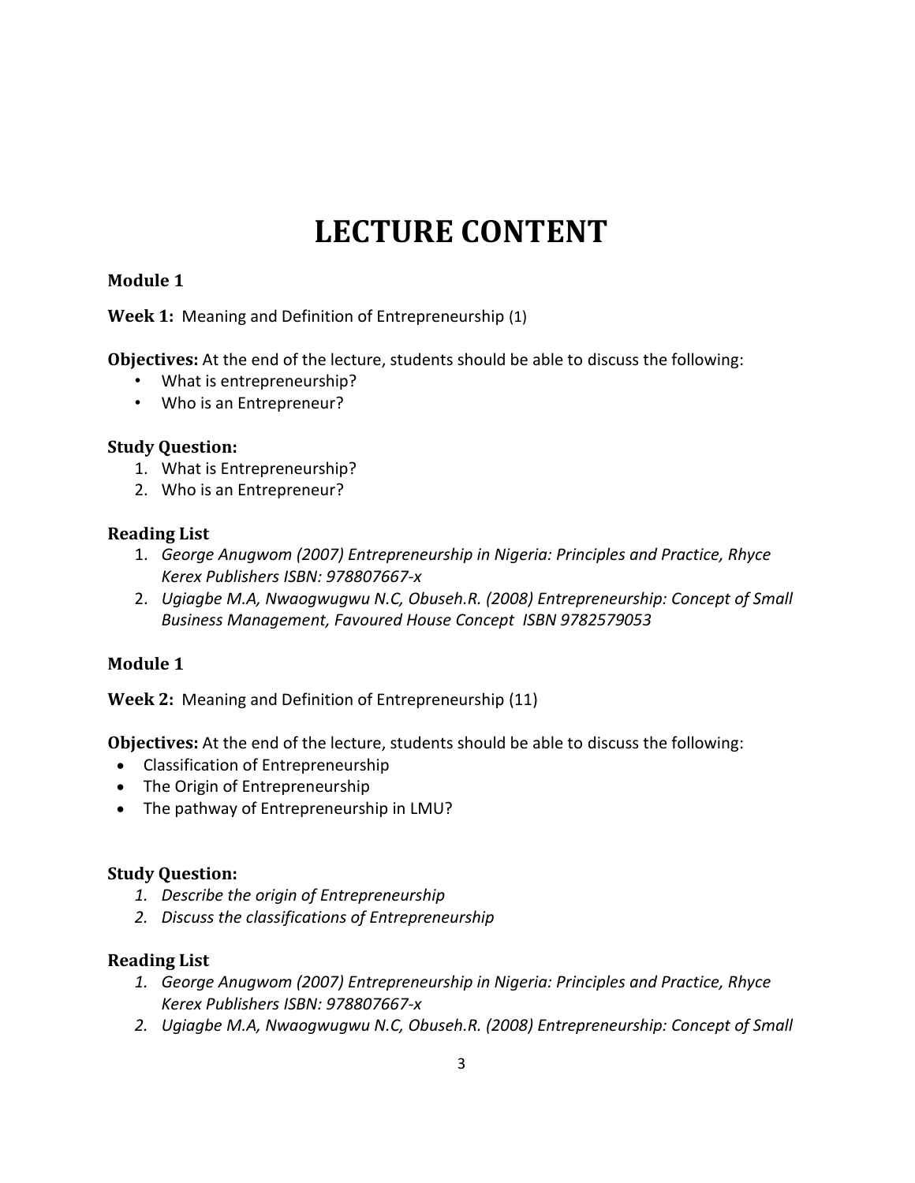# LECTURE CONTENT

**Module 1**

**Week 1:** Meaning and Definition of Entrepreneurship (1)

**Objectives:** At the end of the lecture, students should be able to discuss the following:

- What is entrepreneurship?
- Who is an Entrepreneur?

**Study Question:**

1. What is Entrepreneurship?
2. Who is an Entrepreneur?

**Reading List**

1. *George Anugwom (2007) Entrepreneurship in Nigeria: Principles and Practice, Rhyce Kerex Publishers ISBN: 978807667-x*
2. *Ugiagbe M.A, Nwaogwugwu N.C, Obuseh.R. (2008) Entrepreneurship: Concept of Small Business Management, Favoured House Concept ISBN 9782579053*

**Module 1**

**Week 2:** Meaning and Definition of Entrepreneurship (11)

**Objectives:** At the end of the lecture, students should be able to discuss the following:

- Classification of Entrepreneurship
- The Origin of Entrepreneurship
- The pathway of Entrepreneurship in LMU?

**Study Question:**

1. *Describe the origin of Entrepreneurship*
2. *Discuss the classifications of Entrepreneurship*

**Reading List**

1. *George Anugwom (2007) Entrepreneurship in Nigeria: Principles and Practice, Rhyce Kerex Publishers ISBN: 978807667-x*
2. *Ugiagbe M.A, Nwaogwugwu N.C, Obuseh.R. (2008) Entrepreneurship: Concept of Small*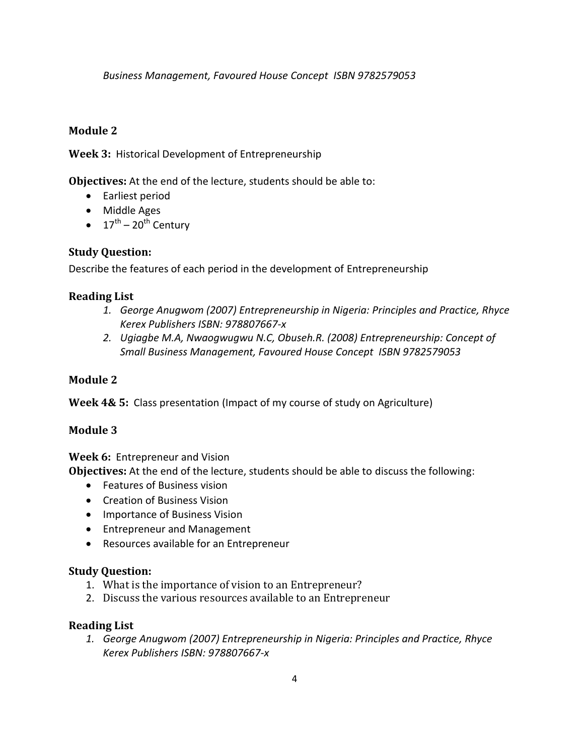*Business Management, Favoured House Concept ISBN 9782579053*

**Module 2**

**Week 3:** Historical Development of Entrepreneurship

**Objectives:** At the end of the lecture, students should be able to:

- Earliest period
- Middle Ages
- 17th – 20th Century

### Study Question:

Describe the features of each period in the development of Entrepreneurship

### Reading List

1. *George Anugwom (2007) Entrepreneurship in Nigeria: Principles and Practice, Rhyce Kerex Publishers ISBN: 978807667-x*
2. *Ugiagbe M.A, Nwaogwugwu N.C, Obuseh.R. (2008) Entrepreneurship: Concept of Small Business Management, Favoured House Concept ISBN 9782579053*

**Module 2**

**Week 4& 5:** Class presentation (Impact of my course of study on Agriculture)

**Module 3**

**Week 6:** Entrepreneur and Vision

**Objectives:** At the end of the lecture, students should be able to discuss the following:

- Features of Business vision
- Creation of Business Vision
- Importance of Business Vision
- Entrepreneur and Management
- Resources available for an Entrepreneur

### Study Question:

1. What is the importance of vision to an Entrepreneur?
2. Discuss the various resources available to an Entrepreneur

### Reading List

1. *George Anugwom (2007) Entrepreneurship in Nigeria: Principles and Practice, Rhyce Kerex Publishers ISBN: 978807667-x*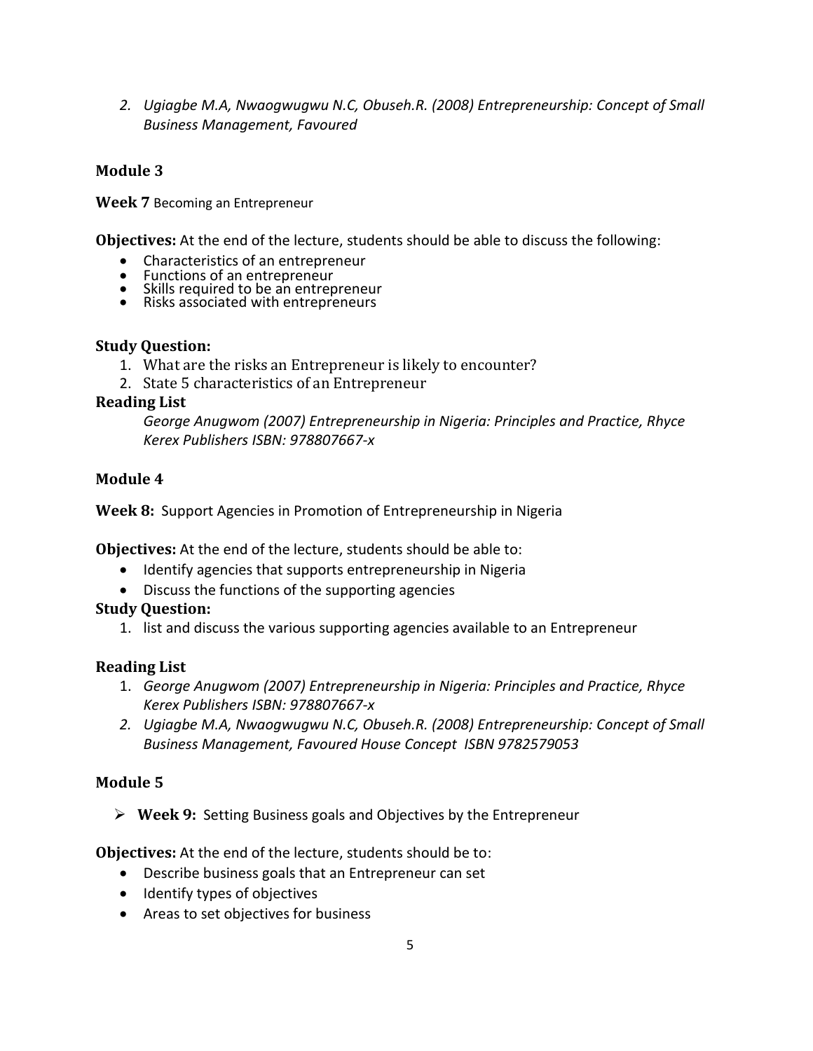2. *Ugiagbe M.A, Nwaogwugwu N.C, Obuseh.R. (2008) Entrepreneurship: Concept of Small Business Management, Favoured*

## Module 3

**Week 7** Becoming an Entrepreneur

**Objectives:** At the end of the lecture, students should be able to discuss the following:

- Characteristics of an entrepreneur
- Functions of an entrepreneur
- Skills required to be an entrepreneur
- Risks associated with entrepreneurs

**Study Question:**

1. What are the risks an Entrepreneur is likely to encounter?
2. State 5 characteristics of an Entrepreneur

**Reading List**

*George Anugwom (2007) Entrepreneurship in Nigeria: Principles and Practice, Rhyce Kerex Publishers ISBN: 978807667-x*

## Module 4

**Week 8:** Support Agencies in Promotion of Entrepreneurship in Nigeria

**Objectives:** At the end of the lecture, students should be able to:

- Identify agencies that supports entrepreneurship in Nigeria
- Discuss the functions of the supporting agencies

**Study Question:**

1. list and discuss the various supporting agencies available to an Entrepreneur

**Reading List**

1. *George Anugwom (2007) Entrepreneurship in Nigeria: Principles and Practice, Rhyce Kerex Publishers ISBN: 978807667-x*
2. *Ugiagbe M.A, Nwaogwugwu N.C, Obuseh.R. (2008) Entrepreneurship: Concept of Small Business Management, Favoured House Concept ISBN 9782579053*

## Module 5

- **Week 9:** Setting Business goals and Objectives by the Entrepreneur

**Objectives:** At the end of the lecture, students should be to:

- Describe business goals that an Entrepreneur can set
- Identify types of objectives
- Areas to set objectives for business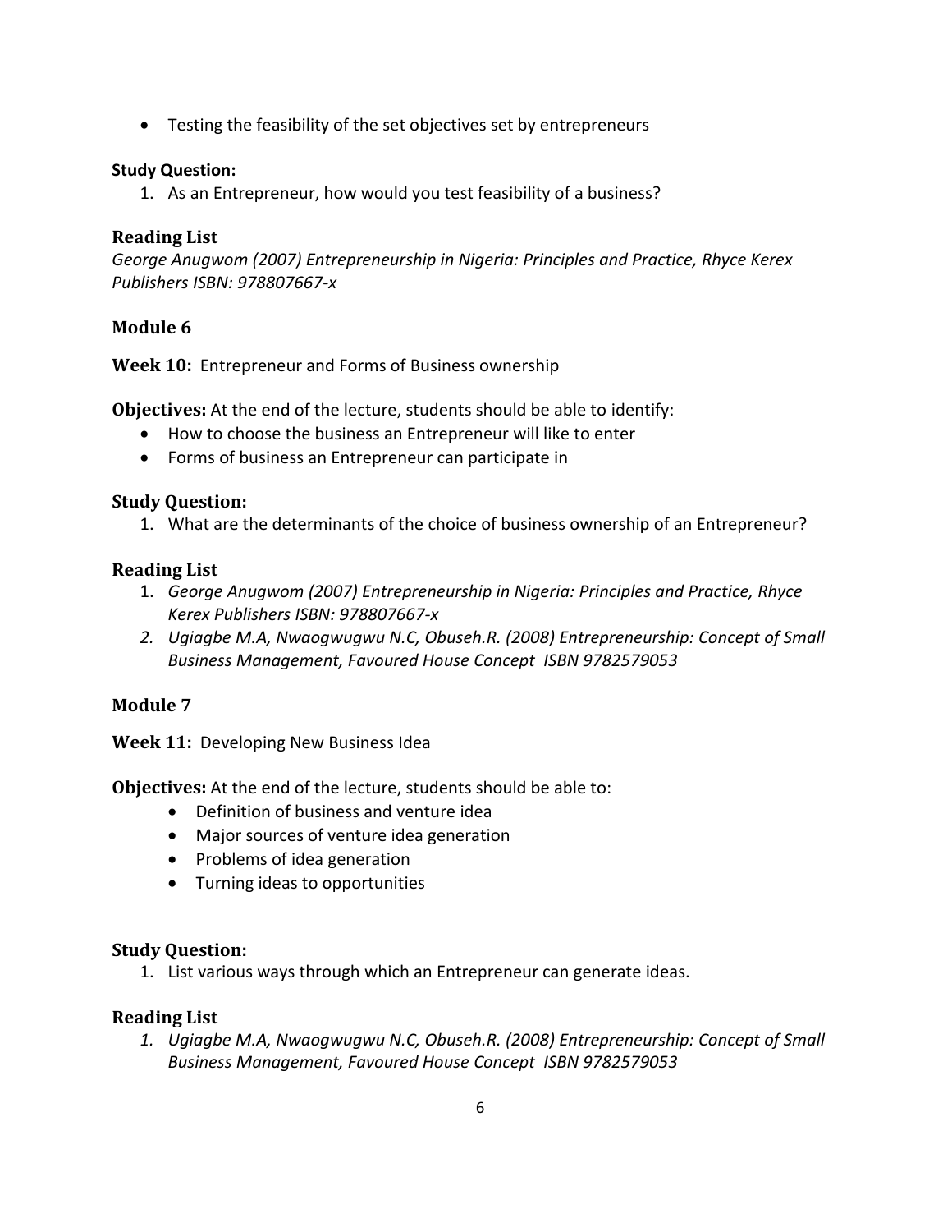- Testing the feasibility of the set objectives set by entrepreneurs

**Study Question:**

1. As an Entrepreneur, how would you test feasibility of a business?

### Reading List

*George Anugwom (2007) Entrepreneurship in Nigeria: Principles and Practice, Rhyce Kerex Publishers ISBN: 978807667-x*

### Module 6

**Week 10:** Entrepreneur and Forms of Business ownership

**Objectives:** At the end of the lecture, students should be able to identify:

- How to choose the business an Entrepreneur will like to enter
- Forms of business an Entrepreneur can participate in

### Study Question:

1. What are the determinants of the choice of business ownership of an Entrepreneur?

### Reading List

1. *George Anugwom (2007) Entrepreneurship in Nigeria: Principles and Practice, Rhyce Kerex Publishers ISBN: 978807667-x*
2. *Ugiagbe M.A, Nwaogwugwu N.C, Obuseh.R. (2008) Entrepreneurship: Concept of Small Business Management, Favoured House Concept ISBN 9782579053*

### Module 7

**Week 11:** Developing New Business Idea

**Objectives:** At the end of the lecture, students should be able to:

- Definition of business and venture idea
- Major sources of venture idea generation
- Problems of idea generation
- Turning ideas to opportunities

### Study Question:

1. List various ways through which an Entrepreneur can generate ideas.

### Reading List

1. *Ugiagbe M.A, Nwaogwugwu N.C, Obuseh.R. (2008) Entrepreneurship: Concept of Small Business Management, Favoured House Concept ISBN 9782579053*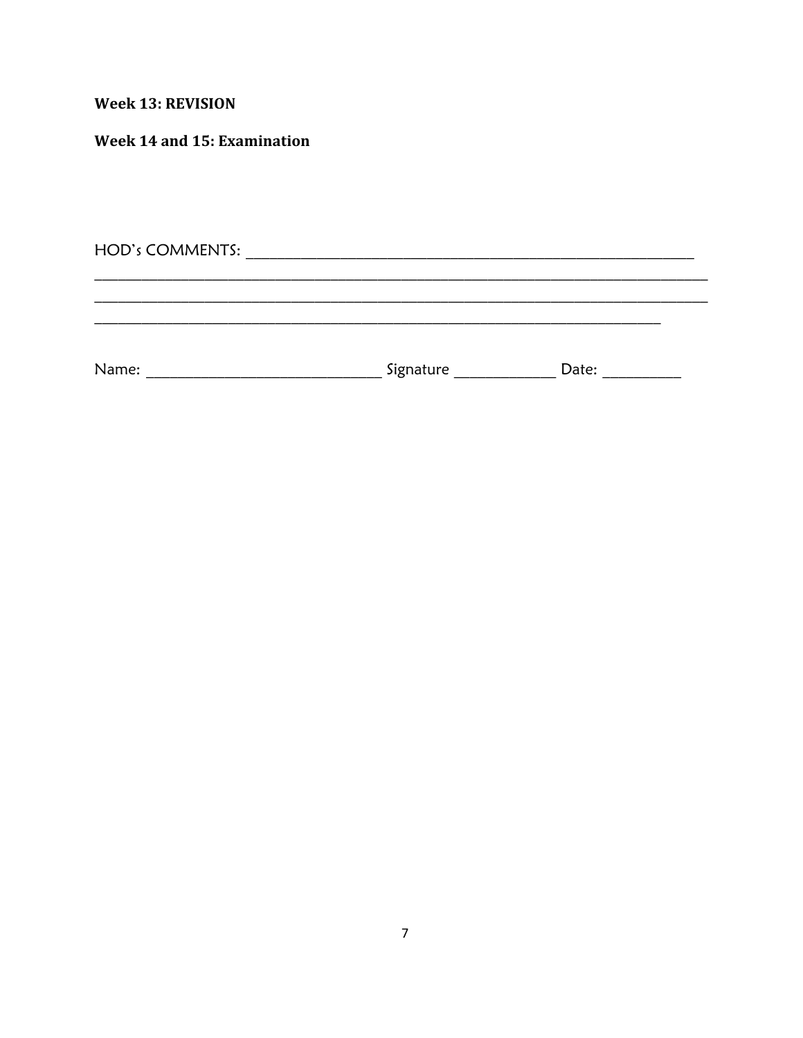**Week 13: REVISION**

**Week 14 and 15: Examination**

HOD's COMMENTS: ____________________________________________________________
______________________________________________________________________________
______________________________________________________________________________
________________________________________________________________________

Name: ______________________________ Signature _____________ Date: __________